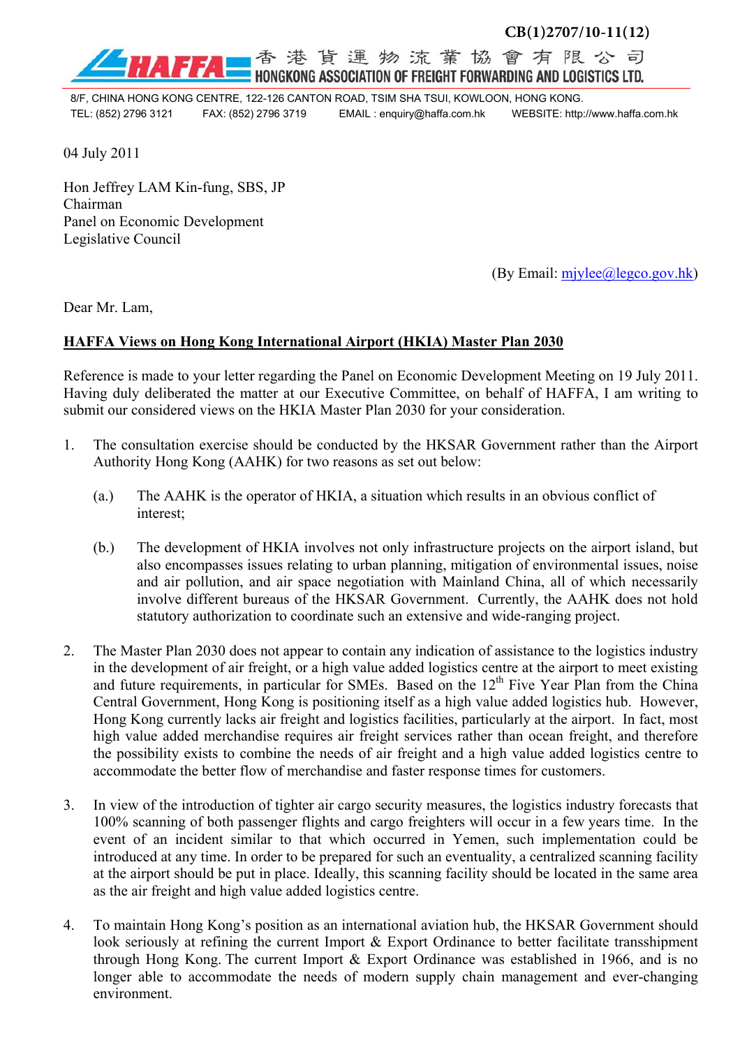CB(1)2707/10-11(12)

香港貨運物流業協會有限公司
HONGKONG ASSOCIATION OF FREIGHT FORWARDING AND LOGISTICS LTD.

8/F, CHINA HONG KONG CENTRE, 122-126 CANTON ROAD, TSIM SHA TSUI, KOWLOON, HONG KONG.
TEL: (852) 2796 3121 FAX: (852) 2796 3719 EMAIL : enquiry@haffa.com.hk WEBSITE: http://www.haffa.com.hk

04 July 2011

Hon Jeffrey LAM Kin-fung, SBS, JP
Chairman
Panel on Economic Development
Legislative Council

(By Email: mjylee@legco.gov.hk)

Dear Mr. Lam,

**HAFFA Views on Hong Kong International Airport (HKIA) Master Plan 2030**

Reference is made to your letter regarding the Panel on Economic Development Meeting on 19 July 2011. Having duly deliberated the matter at our Executive Committee, on behalf of HAFFA, I am writing to submit our considered views on the HKIA Master Plan 2030 for your consideration.

1. The consultation exercise should be conducted by the HKSAR Government rather than the Airport Authority Hong Kong (AAHK) for two reasons as set out below:

   (a.) The AAHK is the operator of HKIA, a situation which results in an obvious conflict of interest;

   (b.) The development of HKIA involves not only infrastructure projects on the airport island, but also encompasses issues relating to urban planning, mitigation of environmental issues, noise and air pollution, and air space negotiation with Mainland China, all of which necessarily involve different bureaus of the HKSAR Government. Currently, the AAHK does not hold statutory authorization to coordinate such an extensive and wide-ranging project.

2. The Master Plan 2030 does not appear to contain any indication of assistance to the logistics industry in the development of air freight, or a high value added logistics centre at the airport to meet existing and future requirements, in particular for SMEs. Based on the 12th Five Year Plan from the China Central Government, Hong Kong is positioning itself as a high value added logistics hub. However, Hong Kong currently lacks air freight and logistics facilities, particularly at the airport. In fact, most high value added merchandise requires air freight services rather than ocean freight, and therefore the possibility exists to combine the needs of air freight and a high value added logistics centre to accommodate the better flow of merchandise and faster response times for customers.

3. In view of the introduction of tighter air cargo security measures, the logistics industry forecasts that 100% scanning of both passenger flights and cargo freighters will occur in a few years time. In the event of an incident similar to that which occurred in Yemen, such implementation could be introduced at any time. In order to be prepared for such an eventuality, a centralized scanning facility at the airport should be put in place. Ideally, this scanning facility should be located in the same area as the air freight and high value added logistics centre.

4. To maintain Hong Kong's position as an international aviation hub, the HKSAR Government should look seriously at refining the current Import & Export Ordinance to better facilitate transshipment through Hong Kong. The current Import & Export Ordinance was established in 1966, and is no longer able to accommodate the needs of modern supply chain management and ever-changing environment.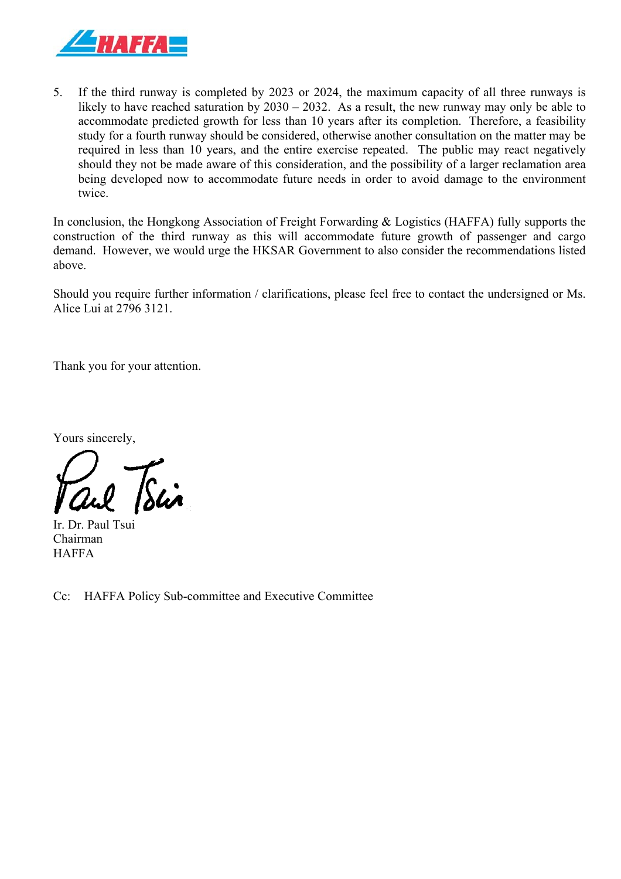5. If the third runway is completed by 2023 or 2024, the maximum capacity of all three runways is likely to have reached saturation by 2030 – 2032. As a result, the new runway may only be able to accommodate predicted growth for less than 10 years after its completion. Therefore, a feasibility study for a fourth runway should be considered, otherwise another consultation on the matter may be required in less than 10 years, and the entire exercise repeated. The public may react negatively should they not be made aware of this consideration, and the possibility of a larger reclamation area being developed now to accommodate future needs in order to avoid damage to the environment twice.

In conclusion, the Hongkong Association of Freight Forwarding & Logistics (HAFFA) fully supports the construction of the third runway as this will accommodate future growth of passenger and cargo demand. However, we would urge the HKSAR Government to also consider the recommendations listed above.

Should you require further information / clarifications, please feel free to contact the undersigned or Ms. Alice Lui at 2796 3121.

Thank you for your attention.

Yours sincerely,

Ir. Dr. Paul Tsui
Chairman
HAFFA

Cc: HAFFA Policy Sub-committee and Executive Committee